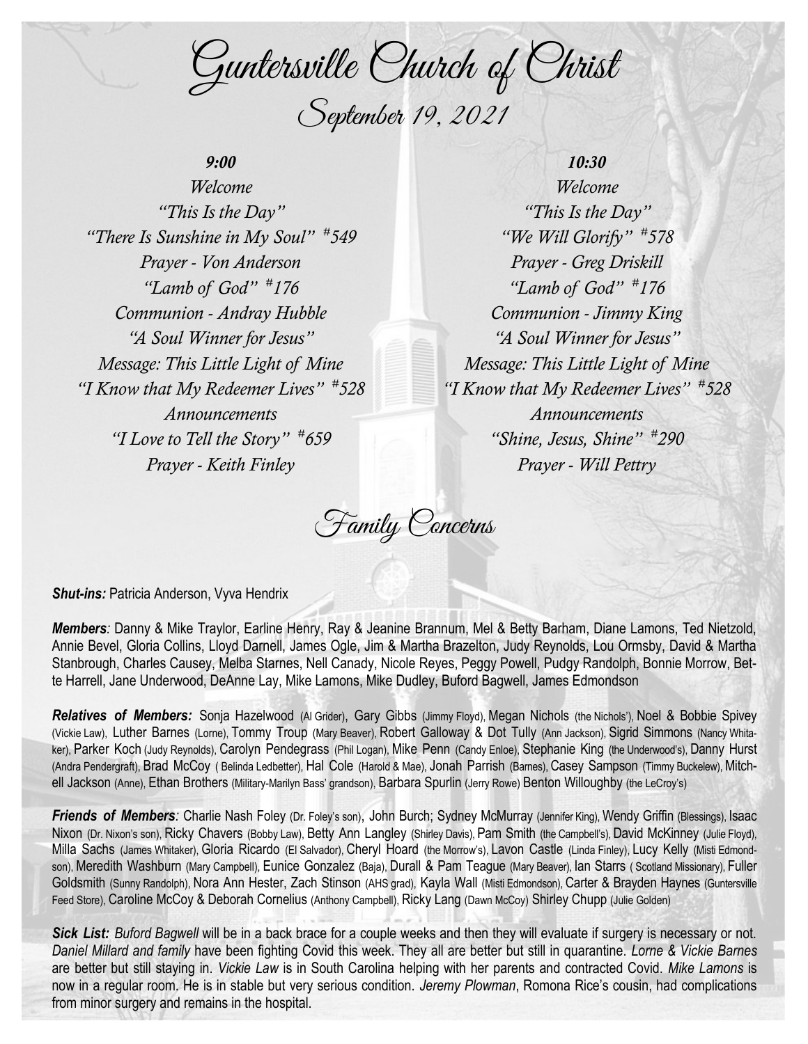# Guntersville Church of Christ

## September 19, 2021

***9:00***

*Welcome*
*"This Is the Day"*
*"There Is Sunshine in My Soul" #549*
*Prayer - Von Anderson*
*"Lamb of God" #176*
*Communion - Andray Hubble*
*"A Soul Winner for Jesus"*
*Message: This Little Light of Mine*
*"I Know that My Redeemer Lives" #528*
*Announcements*
*"I Love to Tell the Story" #659*
*Prayer - Keith Finley*

***10:30***

*Welcome*
*"This Is the Day"*
*"We Will Glorify" #578*
*Prayer - Greg Driskill*
*"Lamb of God" #176*
*Communion - Jimmy King*
*"A Soul Winner for Jesus"*
*Message: This Little Light of Mine*
*"I Know that My Redeemer Lives" #528*
*Announcements*
*"Shine, Jesus, Shine" #290*
*Prayer - Will Pettry*

## Family Concerns

***Shut-ins:*** Patricia Anderson, Vyva Hendrix

***Members:*** Danny & Mike Traylor, Earline Henry, Ray & Jeanine Brannum, Mel & Betty Barham, Diane Lamons, Ted Nietzold, Annie Bevel, Gloria Collins, Lloyd Darnell, James Ogle, Jim & Martha Brazelton, Judy Reynolds, Lou Ormsby, David & Martha Stanbrough, Charles Causey, Melba Starnes, Nell Canady, Nicole Reyes, Peggy Powell, Pudgy Randolph, Bonnie Morrow, Bette Harrell, Jane Underwood, DeAnne Lay, Mike Lamons, Mike Dudley, Buford Bagwell, James Edmondson

***Relatives of Members:*** Sonja Hazelwood (Al Grider), Gary Gibbs (Jimmy Floyd), Megan Nichols (the Nichols'), Noel & Bobbie Spivey (Vickie Law), Luther Barnes (Lorne), Tommy Troup (Mary Beaver), Robert Galloway & Dot Tully (Ann Jackson), Sigrid Simmons (Nancy Whitaker), Parker Koch (Judy Reynolds), Carolyn Pendegrass (Phil Logan), Mike Penn (Candy Enloe), Stephanie King (the Underwood's), Danny Hurst (Andra Pendergraft), Brad McCoy ( Belinda Ledbetter), Hal Cole (Harold & Mae), Jonah Parrish (Barnes), Casey Sampson (Timmy Buckelew), Mitchell Jackson (Anne), Ethan Brothers (Military-Marilyn Bass' grandson), Barbara Spurlin (Jerry Rowe) Benton Willoughby (the LeCroy's)

***Friends of Members:*** Charlie Nash Foley (Dr. Foley's son), John Burch; Sydney McMurray (Jennifer King), Wendy Griffin (Blessings), Isaac Nixon (Dr. Nixon's son), Ricky Chavers (Bobby Law), Betty Ann Langley (Shirley Davis), Pam Smith (the Campbell's), David McKinney (Julie Floyd), Milla Sachs (James Whitaker), Gloria Ricardo (El Salvador), Cheryl Hoard (the Morrow's), Lavon Castle (Linda Finley), Lucy Kelly (Misti Edmondson), Meredith Washburn (Mary Campbell), Eunice Gonzalez (Baja), Durall & Pam Teague (Mary Beaver), Ian Starrs ( Scotland Missionary), Fuller Goldsmith (Sunny Randolph), Nora Ann Hester, Zach Stinson (AHS grad), Kayla Wall (Misti Edmondson), Carter & Brayden Haynes (Guntersville Feed Store), Caroline McCoy & Deborah Cornelius (Anthony Campbell), Ricky Lang (Dawn McCoy) Shirley Chupp (Julie Golden)

***Sick List:*** *Buford Bagwell* will be in a back brace for a couple weeks and then they will evaluate if surgery is necessary or not. *Daniel Millard and family* have been fighting Covid this week. They all are better but still in quarantine. *Lorne & Vickie Barnes* are better but still staying in. *Vickie Law* is in South Carolina helping with her parents and contracted Covid. *Mike Lamons* is now in a regular room. He is in stable but very serious condition. *Jeremy Plowman*, Romona Rice's cousin, had complications from minor surgery and remains in the hospital.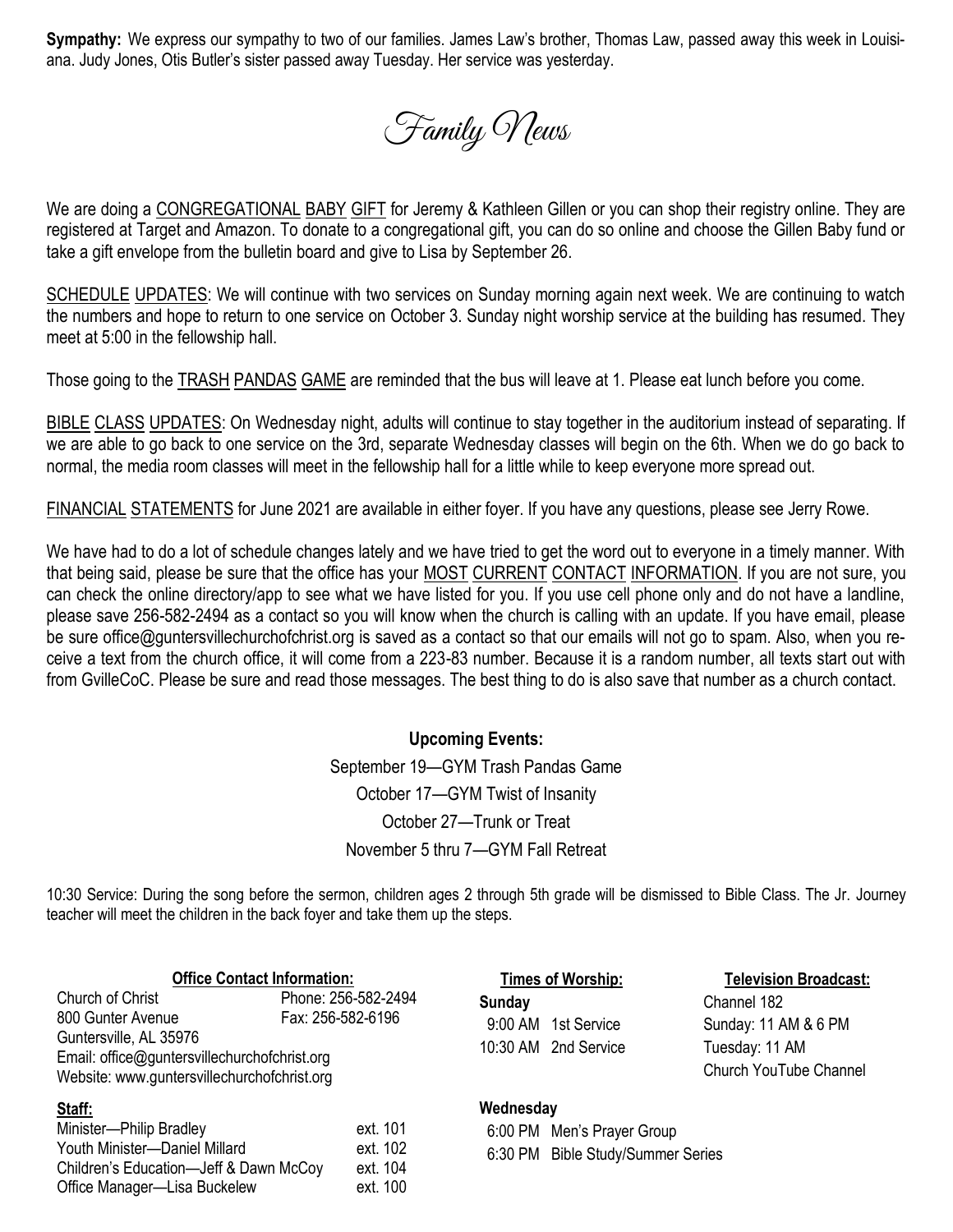**Sympathy:** We express our sympathy to two of our families. James Law's brother, Thomas Law, passed away this week in Louisiana. Judy Jones, Otis Butler's sister passed away Tuesday. Her service was yesterday.

# Family News

We are doing a CONGREGATIONAL BABY GIFT for Jeremy & Kathleen Gillen or you can shop their registry online. They are registered at Target and Amazon. To donate to a congregational gift, you can do so online and choose the Gillen Baby fund or take a gift envelope from the bulletin board and give to Lisa by September 26.

SCHEDULE UPDATES: We will continue with two services on Sunday morning again next week. We are continuing to watch the numbers and hope to return to one service on October 3. Sunday night worship service at the building has resumed. They meet at 5:00 in the fellowship hall.

Those going to the TRASH PANDAS GAME are reminded that the bus will leave at 1. Please eat lunch before you come.

BIBLE CLASS UPDATES: On Wednesday night, adults will continue to stay together in the auditorium instead of separating. If we are able to go back to one service on the 3rd, separate Wednesday classes will begin on the 6th. When we do go back to normal, the media room classes will meet in the fellowship hall for a little while to keep everyone more spread out.

FINANCIAL STATEMENTS for June 2021 are available in either foyer. If you have any questions, please see Jerry Rowe.

We have had to do a lot of schedule changes lately and we have tried to get the word out to everyone in a timely manner. With that being said, please be sure that the office has your MOST CURRENT CONTACT INFORMATION. If you are not sure, you can check the online directory/app to see what we have listed for you. If you use cell phone only and do not have a landline, please save 256-582-2494 as a contact so you will know when the church is calling with an update. If you have email, please be sure office@guntersvillechurchofchrist.org is saved as a contact so that our emails will not go to spam. Also, when you receive a text from the church office, it will come from a 223-83 number. Because it is a random number, all texts start out with from GvilleCoC. Please be sure and read those messages. The best thing to do is also save that number as a church contact.

**Upcoming Events:**

September 19—GYM Trash Pandas Game
October 17—GYM Twist of Insanity
October 27—Trunk or Treat
November 5 thru 7—GYM Fall Retreat

10:30 Service: During the song before the sermon, children ages 2 through 5th grade will be dismissed to Bible Class. The Jr. Journey teacher will meet the children in the back foyer and take them up the steps.

**Office Contact Information:**

Church of Christ
800 Gunter Avenue
Guntersville, AL 35976
Phone: 256-582-2494
Fax: 256-582-6196
Email: office@guntersvillechurchofchrist.org
Website: www.guntersvillechurchofchrist.org

**Staff:**

| | |
|---|---|
| Minister—Philip Bradley | ext. 101 |
| Youth Minister—Daniel Millard | ext. 102 |
| Children's Education—Jeff & Dawn McCoy | ext. 104 |
| Office Manager—Lisa Buckelew | ext. 100 |

**Times of Worship:**

**Sunday**
9:00 AM 1st Service
10:30 AM 2nd Service

**Wednesday**
6:00 PM Men's Prayer Group
6:30 PM Bible Study/Summer Series

**Television Broadcast:**

Channel 182
Sunday: 11 AM & 6 PM
Tuesday: 11 AM
Church YouTube Channel